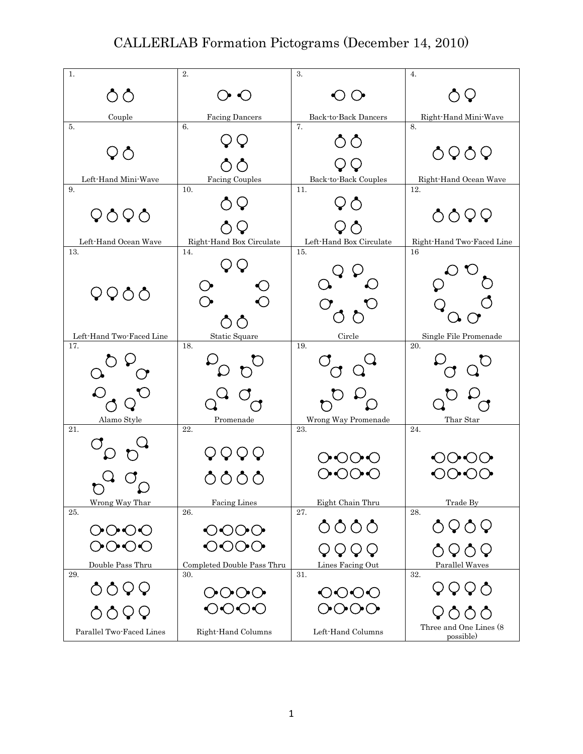# CALLERLAB Formation Pictograms (December 14, 2010)

| | | | |
|---|---|---|---|
| 1. Couple | 2. Facing Dancers | 3. Back-to-Back Dancers | 4. Right-Hand Mini-Wave |
| 5. Left-Hand Mini-Wave | 6. Facing Couples | 7. Back-to-Back Couples | 8. Right-Hand Ocean Wave |
| 9. Left-Hand Ocean Wave | 10. Right-Hand Box Circulate | 11. Left-Hand Box Circulate | 12. Right-Hand Two-Faced Line |
| 13. Left-Hand Two-Faced Line | 14. Static Square | 15. Circle | 16 Single File Promenade |
| 17. Alamo Style | 18. Promenade | 19. Wrong Way Promenade | 20. Thar Star |
| 21. Wrong Way Thar | 22. Facing Lines | 23. Eight Chain Thru | 24. Trade By |
| 25. Double Pass Thru | 26. Completed Double Pass Thru | 27. Lines Facing Out | 28. Parallel Waves |
| 29. Parallel Two-Faced Lines | 30. Right-Hand Columns | 31. Left-Hand Columns | 32. Three and One Lines (8 possible) |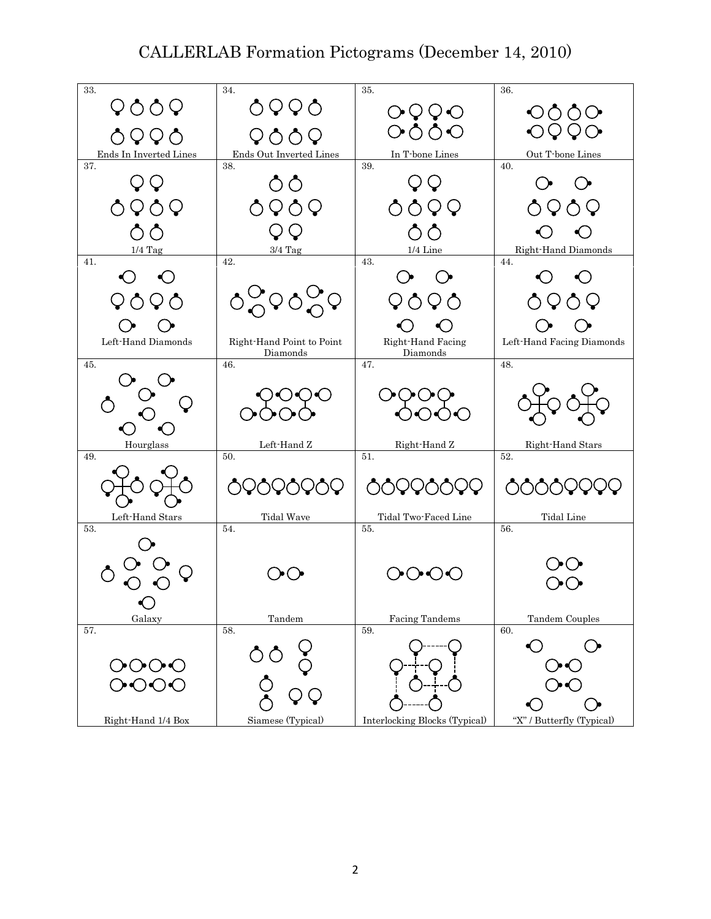# CALLERLAB Formation Pictograms (December 14, 2010)

| | | | |
|---|---|---|---|
| 33. Ends In Inverted Lines | 34. Ends Out Inverted Lines | 35. In T-bone Lines | 36. Out T-bone Lines |
| 37. 1/4 Tag | 38. 3/4 Tag | 39. 1/4 Line | 40. Right-Hand Diamonds |
| 41. Left-Hand Diamonds | 42. Right-Hand Point to Point Diamonds | 43. Right-Hand Facing Diamonds | 44. Left-Hand Facing Diamonds |
| 45. Hourglass | 46. Left-Hand Z | 47. Right-Hand Z | 48. Right-Hand Stars |
| 49. Left-Hand Stars | 50. Tidal Wave | 51. Tidal Two-Faced Line | 52. Tidal Line |
| 53. Galaxy | 54. Tandem | 55. Facing Tandems | 56. Tandem Couples |
| 57. Right-Hand 1/4 Box | 58. Siamese (Typical) | 59. Interlocking Blocks (Typical) | 60. "X" / Butterfly (Typical) |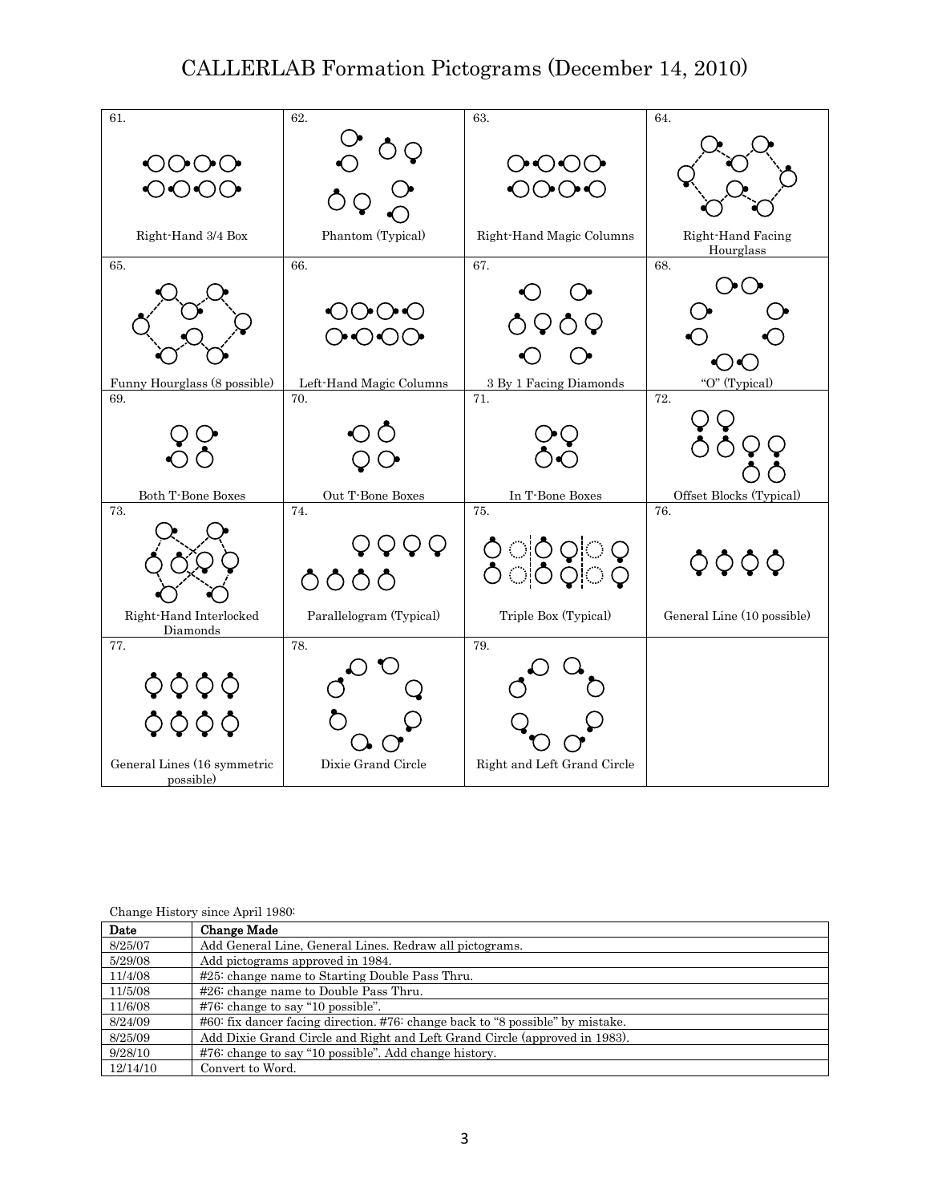# CALLERLAB Formation Pictograms (December 14, 2010)

61. Right-Hand 3/4 Box

62. Phantom (Typical)

63. Right-Hand Magic Columns

64. Right-Hand Facing Hourglass

65. Funny Hourglass (8 possible)

66. Left-Hand Magic Columns

67. 3 By 1 Facing Diamonds

68. "O" (Typical)

69. Both T-Bone Boxes

70. Out T-Bone Boxes

71. In T-Bone Boxes

72. Offset Blocks (Typical)

73. Right-Hand Interlocked Diamonds

74. Parallelogram (Typical)

75. Triple Box (Typical)

76. General Line (10 possible)

77. General Lines (16 symmetric possible)

78. Dixie Grand Circle

79. Right and Left Grand Circle

Change History since April 1980:

| Date | Change Made |
| --- | --- |
| 8/25/07 | Add General Line, General Lines. Redraw all pictograms. |
| 5/29/08 | Add pictograms approved in 1984. |
| 11/4/08 | #25: change name to Starting Double Pass Thru. |
| 11/5/08 | #26: change name to Double Pass Thru. |
| 11/6/08 | #76: change to say "10 possible". |
| 8/24/09 | #60: fix dancer facing direction. #76: change back to "8 possible" by mistake. |
| 8/25/09 | Add Dixie Grand Circle and Right and Left Grand Circle (approved in 1983). |
| 9/28/10 | #76: change to say "10 possible". Add change history. |
| 12/14/10 | Convert to Word. |